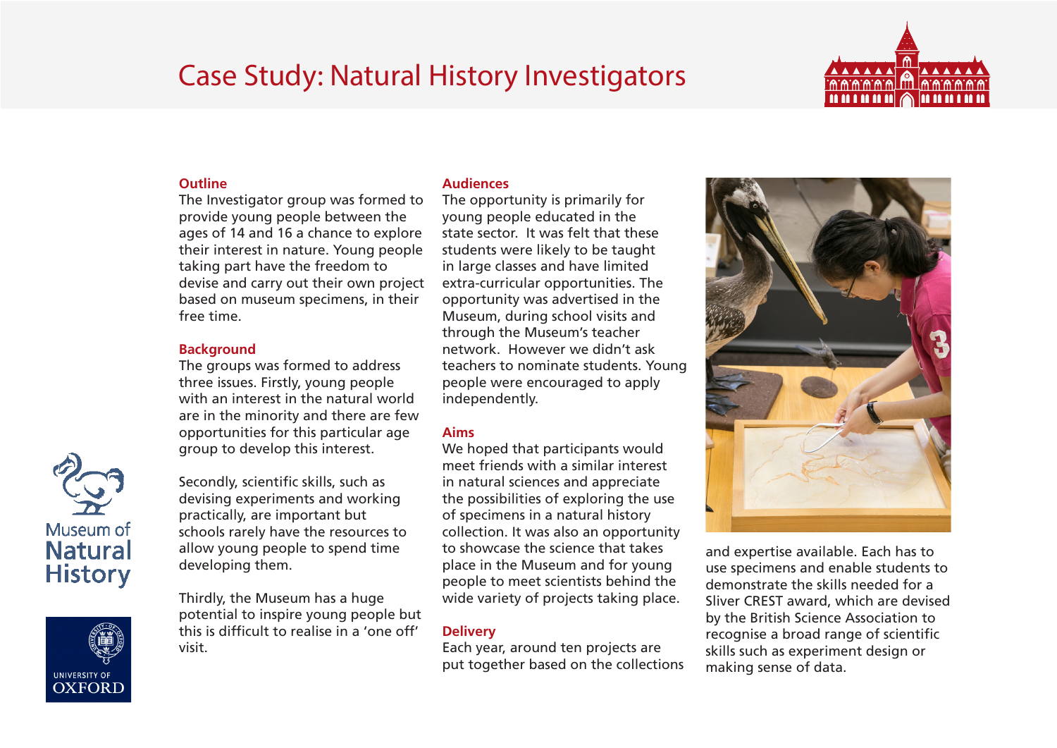# Case Study: Natural History Investigators

## Outline

The Investigator group was formed to provide young people between the ages of 14 and 16 a chance to explore their interest in nature. Young people taking part have the freedom to devise and carry out their own project based on museum specimens, in their free time.

## Background

The groups was formed to address three issues. Firstly, young people with an interest in the natural world are in the minority and there are few opportunities for this particular age group to develop this interest.

Secondly, scientific skills, such as devising experiments and working practically, are important but schools rarely have the resources to allow young people to spend time developing them.

Thirdly, the Museum has a huge potential to inspire young people but this is difficult to realise in a 'one off' visit.

## Audiences

The opportunity is primarily for young people educated in the state sector. It was felt that these students were likely to be taught in large classes and have limited extra-curricular opportunities. The opportunity was advertised in the Museum, during school visits and through the Museum's teacher network. However we didn't ask teachers to nominate students. Young people were encouraged to apply independently.

## Aims

We hoped that participants would meet friends with a similar interest in natural sciences and appreciate the possibilities of exploring the use of specimens in a natural history collection. It was also an opportunity to showcase the science that takes place in the Museum and for young people to meet scientists behind the wide variety of projects taking place.

## Delivery

Each year, around ten projects are put together based on the collections and expertise available. Each has to use specimens and enable students to demonstrate the skills needed for a Sliver CREST award, which are devised by the British Science Association to recognise a broad range of scientific skills such as experiment design or making sense of data.

Museum of Natural History

UNIVERSITY OF OXFORD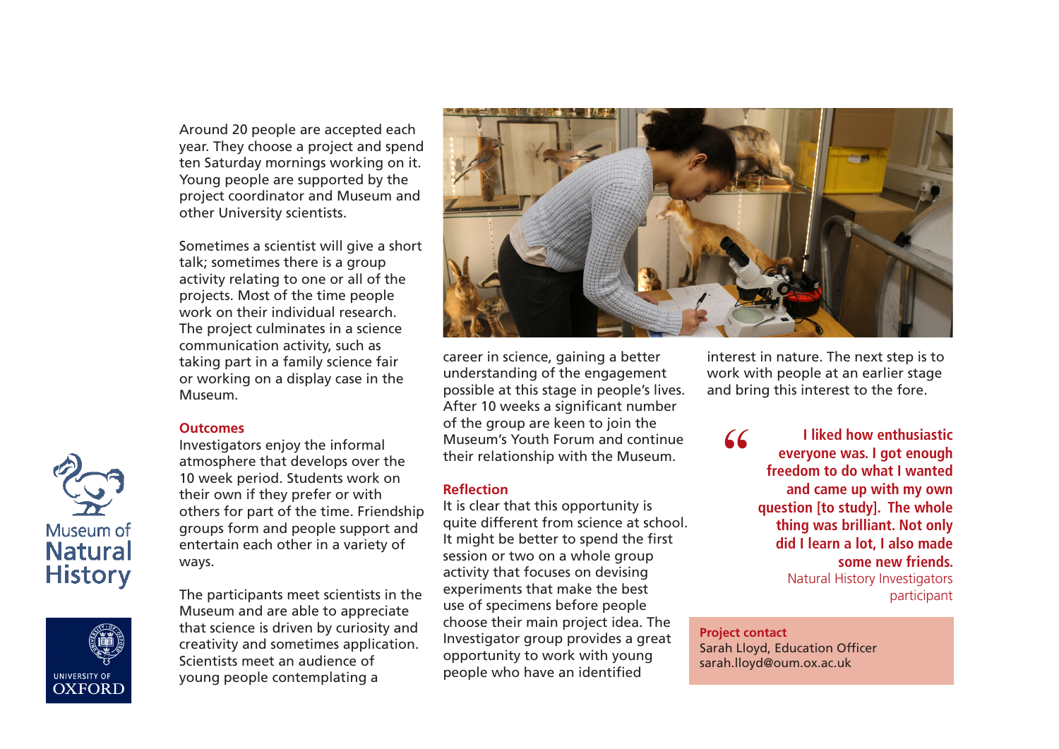Around 20 people are accepted each year. They choose a project and spend ten Saturday mornings working on it. Young people are supported by the project coordinator and Museum and other University scientists.

Sometimes a scientist will give a short talk; sometimes there is a group activity relating to one or all of the projects. Most of the time people work on their individual research. The project culminates in a science communication activity, such as taking part in a family science fair or working on a display case in the Museum.

## Outcomes

Investigators enjoy the informal atmosphere that develops over the 10 week period. Students work on their own if they prefer or with others for part of the time. Friendship groups form and people support and entertain each other in a variety of ways.

The participants meet scientists in the Museum and are able to appreciate that science is driven by curiosity and creativity and sometimes application. Scientists meet an audience of young people contemplating a career in science, gaining a better understanding of the engagement possible at this stage in people's lives. After 10 weeks a significant number of the group are keen to join the Museum's Youth Forum and continue their relationship with the Museum.

## Reflection

It is clear that this opportunity is quite different from science at school. It might be better to spend the first session or two on a whole group activity that focuses on devising experiments that make the best use of specimens before people choose their main project idea. The Investigator group provides a great opportunity to work with young people who have an identified interest in nature. The next step is to work with people at an earlier stage and bring this interest to the fore.

> **"I liked how enthusiastic everyone was. I got enough freedom to do what I wanted and came up with my own question [to study]. The whole thing was brilliant. Not only did I learn a lot, I also made some new friends.**
>
> Natural History Investigators participant

**Project contact**
Sarah Lloyd, Education Officer
sarah.lloyd@oum.ox.ac.uk

Museum of Natural History

UNIVERSITY OF OXFORD